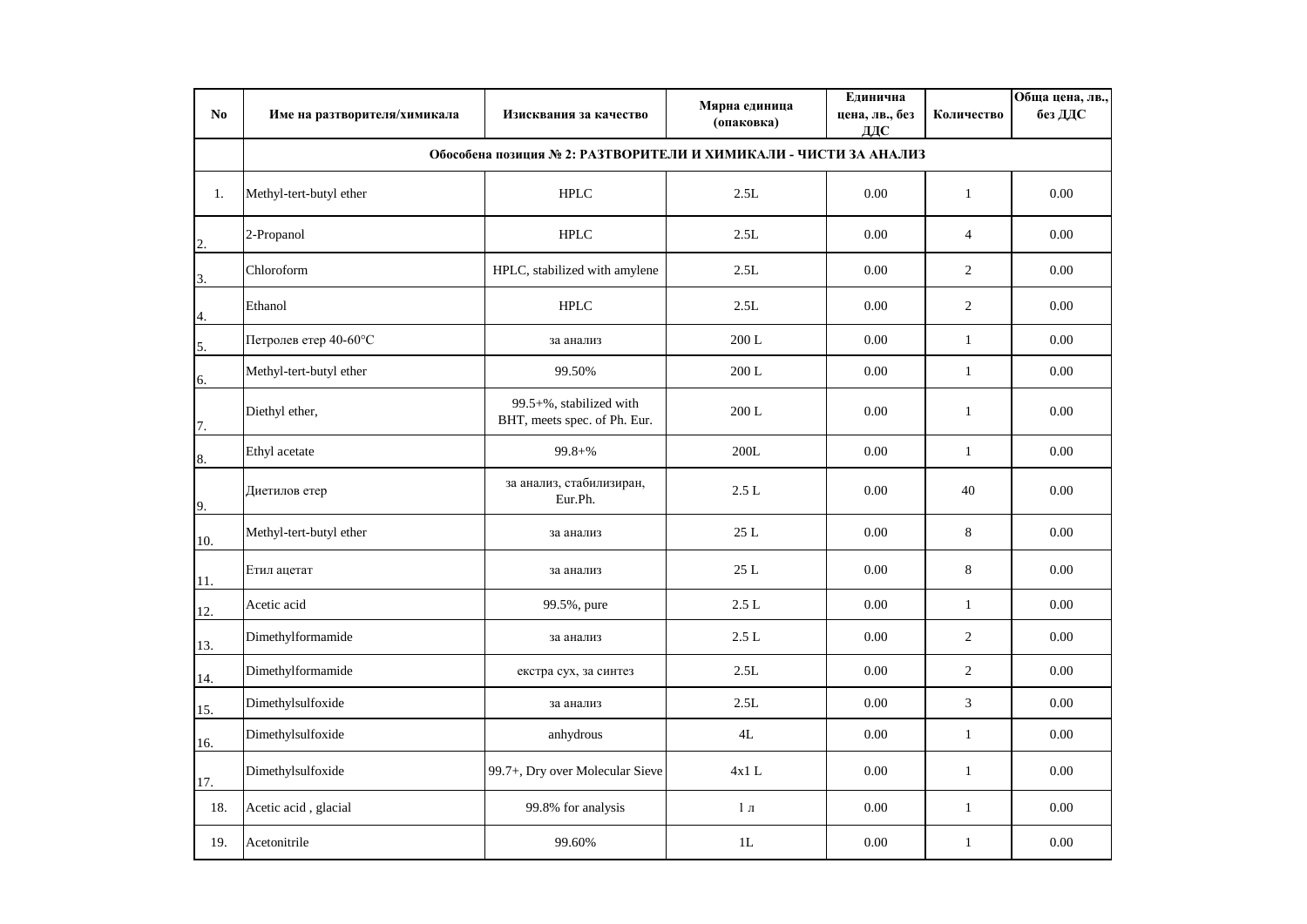| No | Име на разтворителя/химикала | Изисквания за качество | Мярна единица (опаковка) | Единична цена, лв., без ДДС | Количество | Обща цена, лв., без ДДС |
|---|---|---|---|---|---|---|
| | **Обособена позиция № 2: РАЗТВОРИТЕЛИ И ХИМИКАЛИ - ЧИСТИ ЗА АНАЛИЗ** | | | | | |
| 1. | Methyl-tert-butyl ether | HPLC | 2.5L | 0.00 | 1 | 0.00 |
| 2. | 2-Propanol | HPLC | 2.5L | 0.00 | 4 | 0.00 |
| 3. | Chloroform | HPLC, stabilized with amylene | 2.5L | 0.00 | 2 | 0.00 |
| 4. | Ethanol | HPLC | 2.5L | 0.00 | 2 | 0.00 |
| 5. | Петролев етер 40-60°C | за анализ | 200 L | 0.00 | 1 | 0.00 |
| 6. | Methyl-tert-butyl ether | 99.50% | 200 L | 0.00 | 1 | 0.00 |
| 7. | Diethyl ether, | 99.5+%, stabilized with BHT, meets spec. of Ph. Eur. | 200 L | 0.00 | 1 | 0.00 |
| 8. | Ethyl acetate | 99.8+% | 200L | 0.00 | 1 | 0.00 |
| 9. | Диетилов етер | за анализ, стабилизиран, Eur.Ph. | 2.5 L | 0.00 | 40 | 0.00 |
| 10. | Methyl-tert-butyl ether | за анализ | 25 L | 0.00 | 8 | 0.00 |
| 11. | Етил ацетат | за анализ | 25 L | 0.00 | 8 | 0.00 |
| 12. | Acetic acid | 99.5%, pure | 2.5 L | 0.00 | 1 | 0.00 |
| 13. | Dimethylformamide | за анализ | 2.5 L | 0.00 | 2 | 0.00 |
| 14. | Dimethylformamide | екстра сух, за синтез | 2.5L | 0.00 | 2 | 0.00 |
| 15. | Dimethylsulfoxide | за анализ | 2.5L | 0.00 | 3 | 0.00 |
| 16. | Dimethylsulfoxide | anhydrous | 4L | 0.00 | 1 | 0.00 |
| 17. | Dimethylsulfoxide | 99.7+, Dry over Molecular Sieve | 4x1 L | 0.00 | 1 | 0.00 |
| 18. | Acetic acid , glacial | 99.8% for analysis | 1 л | 0.00 | 1 | 0.00 |
| 19. | Acetonitrile | 99.60% | 1L | 0.00 | 1 | 0.00 |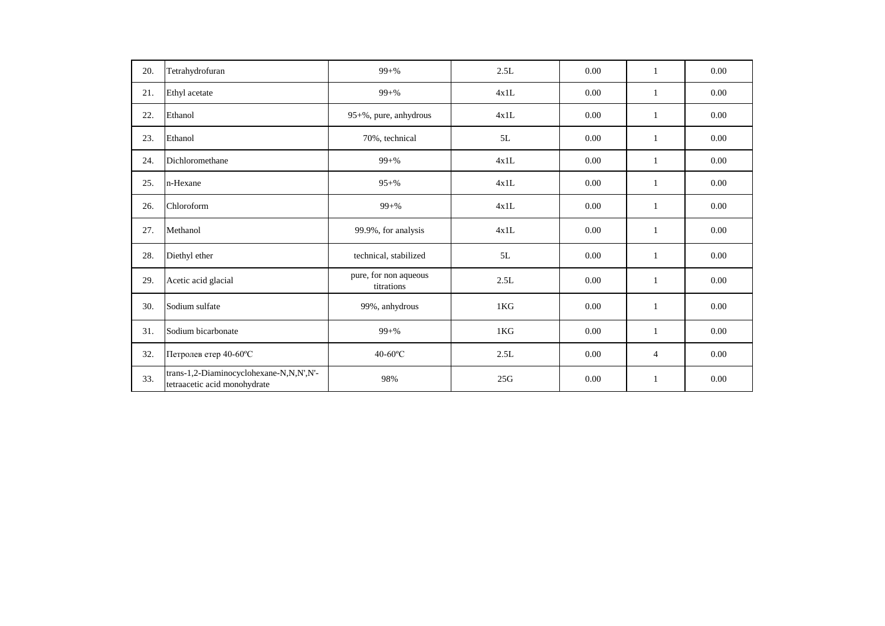| | | | | | | |
|---|---|---|---|---|---|---|
| 20. | Tetrahydrofuran | 99+% | 2.5L | 0.00 | 1 | 0.00 |
| 21. | Ethyl acetate | 99+% | 4x1L | 0.00 | 1 | 0.00 |
| 22. | Ethanol | 95+%, pure, anhydrous | 4x1L | 0.00 | 1 | 0.00 |
| 23. | Ethanol | 70%, technical | 5L | 0.00 | 1 | 0.00 |
| 24. | Dichloromethane | 99+% | 4x1L | 0.00 | 1 | 0.00 |
| 25. | n-Hexane | 95+% | 4x1L | 0.00 | 1 | 0.00 |
| 26. | Chloroform | 99+% | 4x1L | 0.00 | 1 | 0.00 |
| 27. | Methanol | 99.9%, for analysis | 4x1L | 0.00 | 1 | 0.00 |
| 28. | Diethyl ether | technical, stabilized | 5L | 0.00 | 1 | 0.00 |
| 29. | Acetic acid glacial | pure, for non aqueous titrations | 2.5L | 0.00 | 1 | 0.00 |
| 30. | Sodium sulfate | 99%, anhydrous | 1KG | 0.00 | 1 | 0.00 |
| 31. | Sodium bicarbonate | 99+% | 1KG | 0.00 | 1 | 0.00 |
| 32. | Петролев етер 40-60ºC | 40-60ºC | 2.5L | 0.00 | 4 | 0.00 |
| 33. | trans-1,2-Diaminocyclohexane-N,N,N',N'-tetraacetic acid monohydrate | 98% | 25G | 0.00 | 1 | 0.00 |